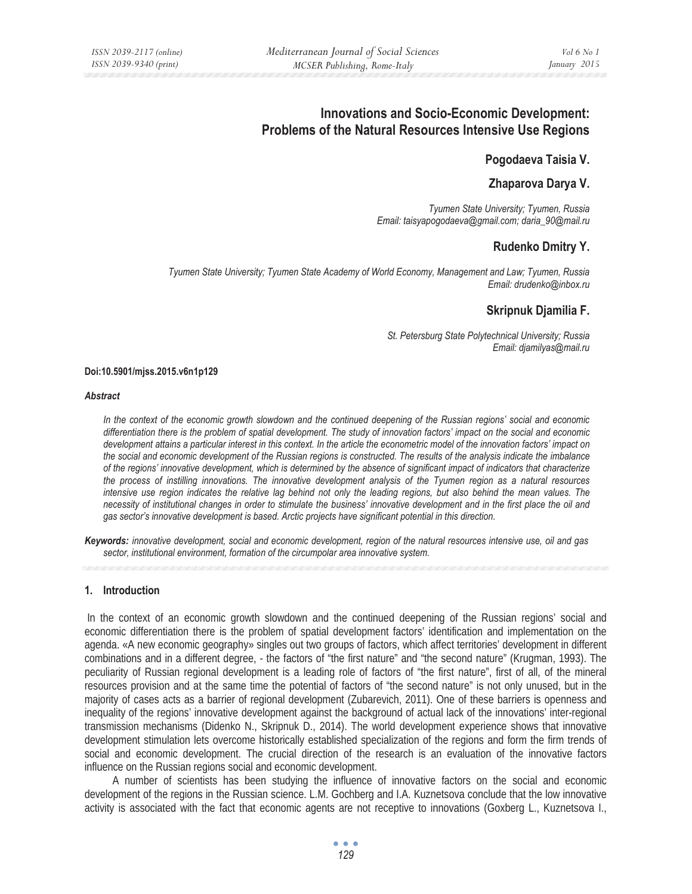# Innovations and Socio-Economic Development: Problems of the Natural Resources Intensive Use Regions

**Pogodaeva Taisia V.**

**Zhaparova Darya V.**

*Tyumen State University; Tyumen, Russia*
*Email: taisyapogodaeva@gmail.com; daria_90@mail.ru*

**Rudenko Dmitry Y.**

*Tyumen State University; Tyumen State Academy of World Economy, Management and Law; Tyumen, Russia*
*Email: drudenko@inbox.ru*

**Skripnuk Djamilia F.**

*St. Petersburg State Polytechnical University; Russia*
*Email: djamilyas@mail.ru*

**Doi:10.5901/mjss.2015.v6n1p129**

***Abstract***

*In the context of the economic growth slowdown and the continued deepening of the Russian regions' social and economic differentiation there is the problem of spatial development. The study of innovation factors' impact on the social and economic development attains a particular interest in this context. In the article the econometric model of the innovation factors' impact on the social and economic development of the Russian regions is constructed. The results of the analysis indicate the imbalance of the regions' innovative development, which is determined by the absence of significant impact of indicators that characterize the process of instilling innovations. The innovative development analysis of the Tyumen region as a natural resources intensive use region indicates the relative lag behind not only the leading regions, but also behind the mean values. The necessity of institutional changes in order to stimulate the business' innovative development and in the first place the oil and gas sector's innovative development is based. Arctic projects have significant potential in this direction.*

***Keywords:*** *innovative development, social and economic development, region of the natural resources intensive use, oil and gas sector, institutional environment, formation of the circumpolar area innovative system.*

## 1. Introduction

In the context of an economic growth slowdown and the continued deepening of the Russian regions' social and economic differentiation there is the problem of spatial development factors' identification and implementation on the agenda. «A new economic geography» singles out two groups of factors, which affect territories' development in different combinations and in a different degree, - the factors of "the first nature" and "the second nature" (Krugman, 1993). The peculiarity of Russian regional development is a leading role of factors of "the first nature", first of all, of the mineral resources provision and at the same time the potential of factors of "the second nature" is not only unused, but in the majority of cases acts as a barrier of regional development (Zubarevich, 2011). One of these barriers is openness and inequality of the regions' innovative development against the background of actual lack of the innovations' inter-regional transmission mechanisms (Didenko N., Skripnuk D., 2014). The world development experience shows that innovative development stimulation lets overcome historically established specialization of the regions and form the firm trends of social and economic development. The crucial direction of the research is an evaluation of the innovative factors influence on the Russian regions social and economic development.

A number of scientists has been studying the influence of innovative factors on the social and economic development of the regions in the Russian science. L.M. Gochberg and I.A. Kuznetsova conclude that the low innovative activity is associated with the fact that economic agents are not receptive to innovations (Goxberg L., Kuznetsova I.,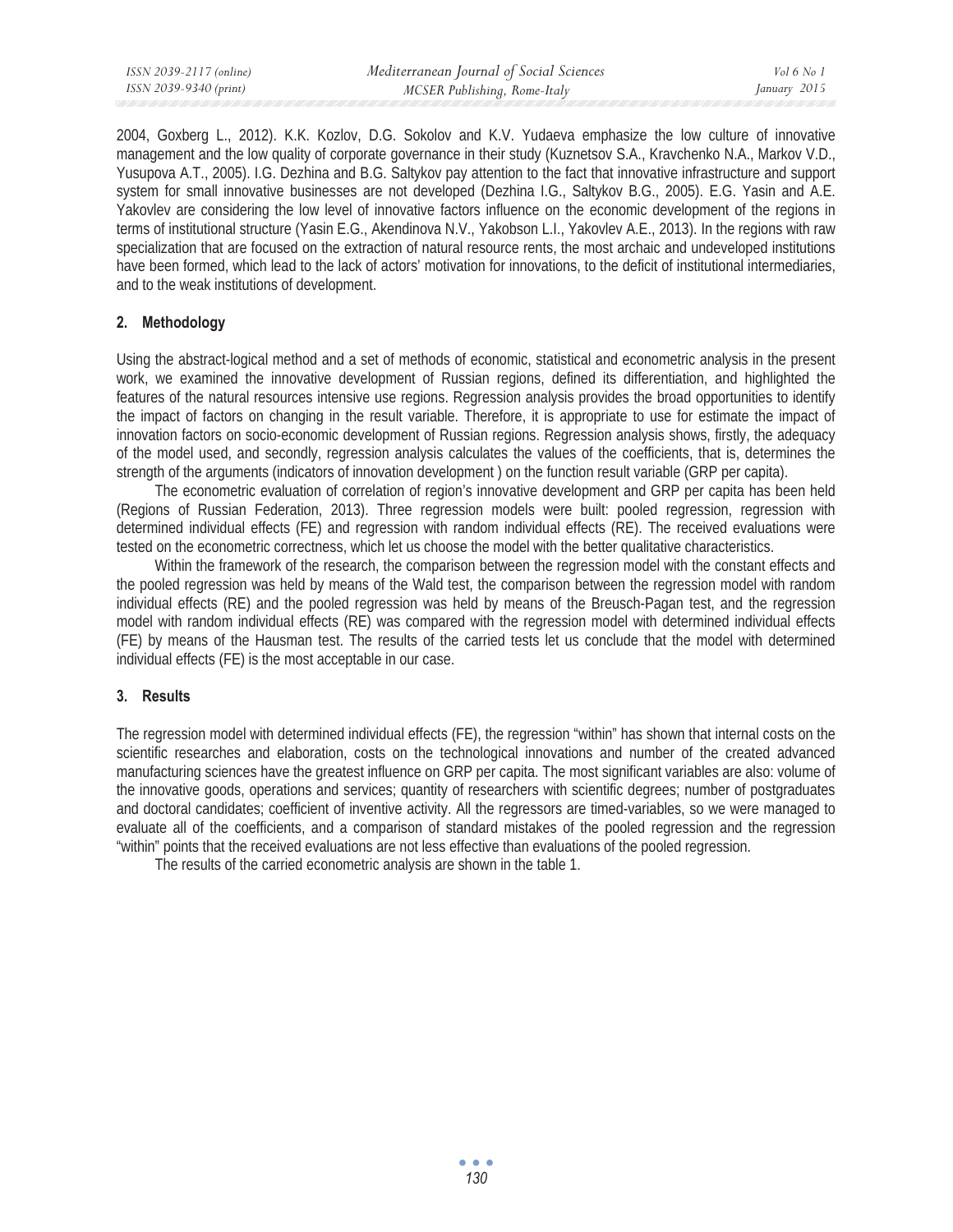2004, Goxberg L., 2012). K.K. Kozlov, D.G. Sokolov and K.V. Yudaeva emphasize the low culture of innovative management and the low quality of corporate governance in their study (Kuznetsov S.A., Kravchenko N.A., Markov V.D., Yusupova A.T., 2005). I.G. Dezhina and B.G. Saltykov pay attention to the fact that innovative infrastructure and support system for small innovative businesses are not developed (Dezhina I.G., Saltykov B.G., 2005). E.G. Yasin and A.E. Yakovlev are considering the low level of innovative factors influence on the economic development of the regions in terms of institutional structure (Yasin E.G., Akendinova N.V., Yakobson L.I., Yakovlev A.E., 2013). In the regions with raw specialization that are focused on the extraction of natural resource rents, the most archaic and undeveloped institutions have been formed, which lead to the lack of actors' motivation for innovations, to the deficit of institutional intermediaries, and to the weak institutions of development.

## 2. Methodology

Using the abstract-logical method and a set of methods of economic, statistical and econometric analysis in the present work, we examined the innovative development of Russian regions, defined its differentiation, and highlighted the features of the natural resources intensive use regions. Regression analysis provides the broad opportunities to identify the impact of factors on changing in the result variable. Therefore, it is appropriate to use for estimate the impact of innovation factors on socio-economic development of Russian regions. Regression analysis shows, firstly, the adequacy of the model used, and secondly, regression analysis calculates the values of the coefficients, that is, determines the strength of the arguments (indicators of innovation development ) on the function result variable (GRP per capita).

The econometric evaluation of correlation of region's innovative development and GRP per capita has been held (Regions of Russian Federation, 2013). Three regression models were built: pooled regression, regression with determined individual effects (FE) and regression with random individual effects (RE). The received evaluations were tested on the econometric correctness, which let us choose the model with the better qualitative characteristics.

Within the framework of the research, the comparison between the regression model with the constant effects and the pooled regression was held by means of the Wald test, the comparison between the regression model with random individual effects (RE) and the pooled regression was held by means of the Breusch-Pagan test, and the regression model with random individual effects (RE) was compared with the regression model with determined individual effects (FE) by means of the Hausman test. The results of the carried tests let us conclude that the model with determined individual effects (FE) is the most acceptable in our case.

## 3. Results

The regression model with determined individual effects (FE), the regression "within" has shown that internal costs on the scientific researches and elaboration, costs on the technological innovations and number of the created advanced manufacturing sciences have the greatest influence on GRP per capita. The most significant variables are also: volume of the innovative goods, operations and services; quantity of researchers with scientific degrees; number of postgraduates and doctoral candidates; coefficient of inventive activity. All the regressors are timed-variables, so we were managed to evaluate all of the coefficients, and a comparison of standard mistakes of the pooled regression and the regression "within" points that the received evaluations are not less effective than evaluations of the pooled regression.

The results of the carried econometric analysis are shown in the table 1.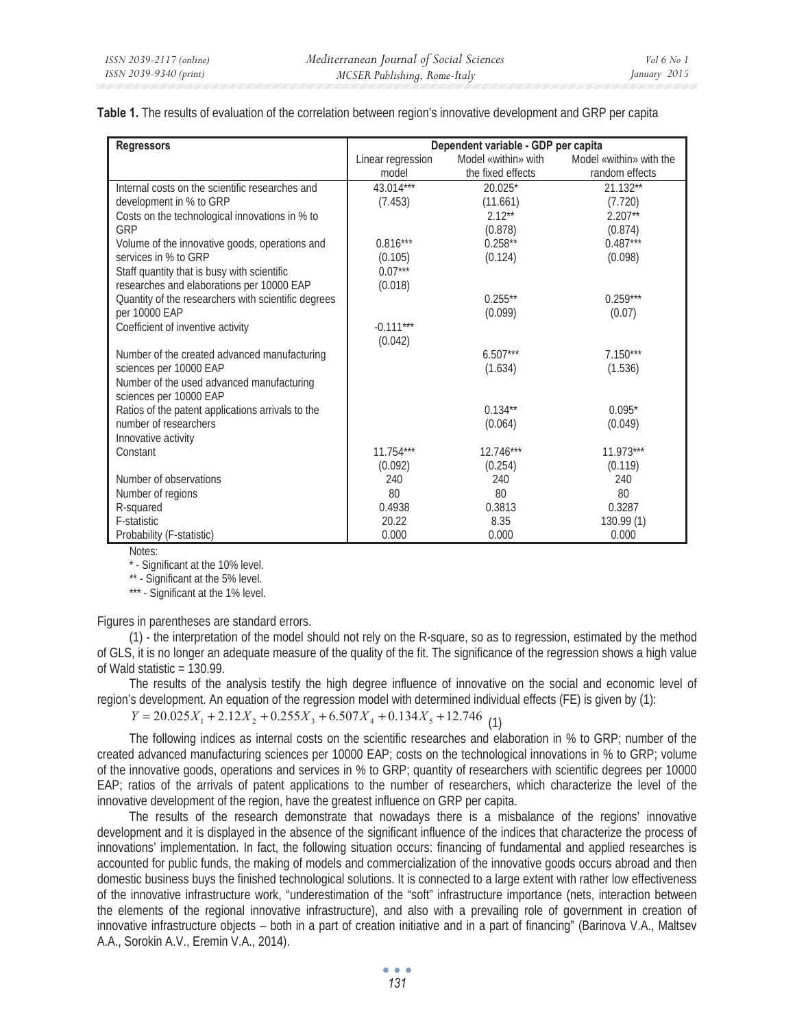**Table 1.** The results of evaluation of the correlation between region's innovative development and GRP per capita

| Regressors | Dependent variable - GDP per capita | | |
|---|---|---|---|
| | Linear regression model | Model «within» with the fixed effects | Model «within» with the random effects |
| Internal costs on the scientific researches and development in % to GRP | 43.014*** (7.453) | 20.025* (11.661) | 21.132** (7.720) |
| Costs on the technological innovations in % to GRP | | 2.12** (0.878) | 2.207** (0.874) |
| Volume of the innovative goods, operations and services in % to GRP | 0.816*** (0.105) | 0.258** (0.124) | 0.487*** (0.098) |
| Staff quantity that is busy with scientific researches and elaborations per 10000 EAP | 0.07*** (0.018) | | |
| Quantity of the researchers with scientific degrees per 10000 EAP | | 0.255** (0.099) | 0.259*** (0.07) |
| Coefficient of inventive activity | -0.111*** (0.042) | | |
| Number of the created advanced manufacturing sciences per 10000 EAP | | 6.507*** (1.634) | 7.150*** (1.536) |
| Number of the used advanced manufacturing sciences per 10000 EAP | | | |
| Ratios of the patent applications arrivals to the number of researchers | | 0.134** (0.064) | 0.095* (0.049) |
| Innovative activity | | | |
| Constant | 11.754*** (0.092) | 12.746*** (0.254) | 11.973*** (0.119) |
| Number of observations | 240 | 240 | 240 |
| Number of regions | 80 | 80 | 80 |
| R-squared | 0.4938 | 0.3813 | 0.3287 |
| F-statistic | 20.22 | 8.35 | 130.99 (1) |
| Probability (F-statistic) | 0.000 | 0.000 | 0.000 |

Notes:

\* - Significant at the 10% level.

\*\* - Significant at the 5% level.

\*\*\* - Significant at the 1% level.

Figures in parentheses are standard errors.

(1) - the interpretation of the model should not rely on the R-square, so as to regression, estimated by the method of GLS, it is no longer an adequate measure of the quality of the fit. The significance of the regression shows a high value of Wald statistic = 130.99.

The results of the analysis testify the high degree influence of innovative on the social and economic level of region's development. An equation of the regression model with determined individual effects (FE) is given by (1):

$$Y = 20.025X_1 + 2.12X_2 + 0.255X_3 + 6.507X_4 + 0.134X_5 + 12.746 \quad (1)$$

The following indices as internal costs on the scientific researches and elaboration in % to GRP; number of the created advanced manufacturing sciences per 10000 EAP; costs on the technological innovations in % to GRP; volume of the innovative goods, operations and services in % to GRP; quantity of researchers with scientific degrees per 10000 EAP; ratios of the arrivals of patent applications to the number of researchers, which characterize the level of the innovative development of the region, have the greatest influence on GRP per capita.

The results of the research demonstrate that nowadays there is a misbalance of the regions' innovative development and it is displayed in the absence of the significant influence of the indices that characterize the process of innovations' implementation. In fact, the following situation occurs: financing of fundamental and applied researches is accounted for public funds, the making of models and commercialization of the innovative goods occurs abroad and then domestic business buys the finished technological solutions. It is connected to a large extent with rather low effectiveness of the innovative infrastructure work, "underestimation of the "soft" infrastructure importance (nets, interaction between the elements of the regional innovative infrastructure), and also with a prevailing role of government in creation of innovative infrastructure objects – both in a part of creation initiative and in a part of financing" (Barinova V.A., Maltsev A.A., Sorokin A.V., Eremin V.A., 2014).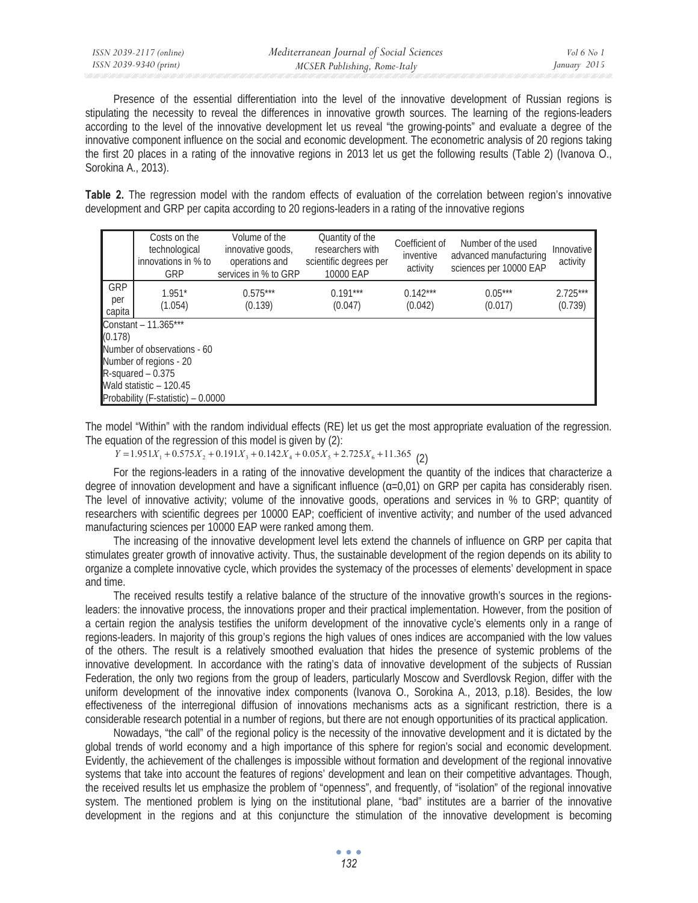Presence of the essential differentiation into the level of the innovative development of Russian regions is stipulating the necessity to reveal the differences in innovative growth sources. The learning of the regions-leaders according to the level of the innovative development let us reveal "the growing-points" and evaluate a degree of the innovative component influence on the social and economic development. The econometric analysis of 20 regions taking the first 20 places in a rating of the innovative regions in 2013 let us get the following results (Table 2) (Ivanova O., Sorokina A., 2013).

**Table 2.** The regression model with the random effects of evaluation of the correlation between region's innovative development and GRP per capita according to 20 regions-leaders in a rating of the innovative regions

| | Costs on the technological innovations in % to GRP | Volume of the innovative goods, operations and services in % to GRP | Quantity of the researchers with scientific degrees per 10000 EAP | Coefficient of inventive activity | Number of the used advanced manufacturing sciences per 10000 EAP | Innovative activity |
|---|---|---|---|---|---|---|
| GRP per capita | 1.951* (1.054) | 0.575*** (0.139) | 0.191*** (0.047) | 0.142*** (0.042) | 0.05*** (0.017) | 2.725*** (0.739) |
| Constant – 11.365*** (0.178)<br>Number of observations - 60<br>Number of regions - 20<br>R-squared – 0.375<br>Wald statistic – 120.45<br>Probability (F-statistic) – 0.0000 | | | | | | |

The model "Within" with the random individual effects (RE) let us get the most appropriate evaluation of the regression. The equation of the regression of this model is given by (2):

$$Y = 1.951X_1 + 0.575X_2 + 0.191X_3 + 0.142X_4 + 0.05X_5 + 2.725X_6 + 11.365 \quad (2)$$

For the regions-leaders in a rating of the innovative development the quantity of the indices that characterize a degree of innovation development and have a significant influence ($\alpha$=0,01) on GRP per capita has considerably risen. The level of innovative activity; volume of the innovative goods, operations and services in % to GRP; quantity of researchers with scientific degrees per 10000 EAP; coefficient of inventive activity; and number of the used advanced manufacturing sciences per 10000 EAP were ranked among them.

The increasing of the innovative development level lets extend the channels of influence on GRP per capita that stimulates greater growth of innovative activity. Thus, the sustainable development of the region depends on its ability to organize a complete innovative cycle, which provides the systemacy of the processes of elements' development in space and time.

The received results testify a relative balance of the structure of the innovative growth's sources in the regions-leaders: the innovative process, the innovations proper and their practical implementation. However, from the position of a certain region the analysis testifies the uniform development of the innovative cycle's elements only in a range of regions-leaders. In majority of this group's regions the high values of ones indices are accompanied with the low values of the others. The result is a relatively smoothed evaluation that hides the presence of systemic problems of the innovative development. In accordance with the rating's data of innovative development of the subjects of Russian Federation, the only two regions from the group of leaders, particularly Moscow and Sverdlovsk Region, differ with the uniform development of the innovative index components (Ivanova O., Sorokina A., 2013, p.18). Besides, the low effectiveness of the interregional diffusion of innovations mechanisms acts as a significant restriction, there is a considerable research potential in a number of regions, but there are not enough opportunities of its practical application.

Nowadays, "the call" of the regional policy is the necessity of the innovative development and it is dictated by the global trends of world economy and a high importance of this sphere for region's social and economic development. Evidently, the achievement of the challenges is impossible without formation and development of the regional innovative systems that take into account the features of regions' development and lean on their competitive advantages. Though, the received results let us emphasize the problem of "openness", and frequently, of "isolation" of the regional innovative system. The mentioned problem is lying on the institutional plane, "bad" institutes are a barrier of the innovative development in the regions and at this conjuncture the stimulation of the innovative development is becoming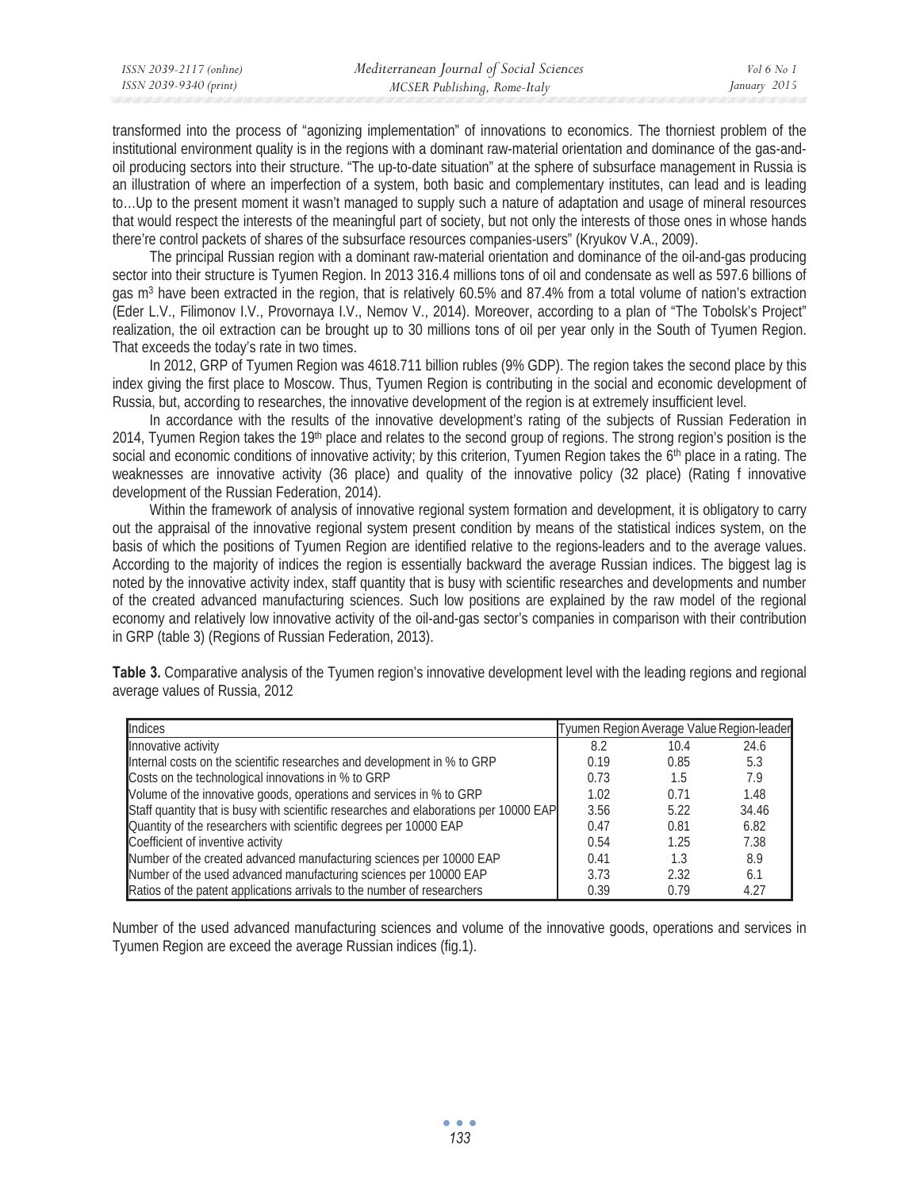transformed into the process of "agonizing implementation" of innovations to economics. The thorniest problem of the institutional environment quality is in the regions with a dominant raw-material orientation and dominance of the gas-and-oil producing sectors into their structure. "The up-to-date situation" at the sphere of subsurface management in Russia is an illustration of where an imperfection of a system, both basic and complementary institutes, can lead and is leading to…Up to the present moment it wasn't managed to supply such a nature of adaptation and usage of mineral resources that would respect the interests of the meaningful part of society, but not only the interests of those ones in whose hands there're control packets of shares of the subsurface resources companies-users" (Kryukov V.A., 2009).

The principal Russian region with a dominant raw-material orientation and dominance of the oil-and-gas producing sector into their structure is Tyumen Region. In 2013 316.4 millions tons of oil and condensate as well as 597.6 billions of gas $m^3$ have been extracted in the region, that is relatively 60.5% and 87.4% from a total volume of nation's extraction (Eder L.V., Filimonov I.V., Provornaya I.V., Nemov V., 2014). Moreover, according to a plan of "The Tobolsk's Project" realization, the oil extraction can be brought up to 30 millions tons of oil per year only in the South of Tyumen Region. That exceeds the today's rate in two times.

In 2012, GRP of Tyumen Region was 4618.711 billion rubles (9% GDP). The region takes the second place by this index giving the first place to Moscow. Thus, Tyumen Region is contributing in the social and economic development of Russia, but, according to researches, the innovative development of the region is at extremely insufficient level.

In accordance with the results of the innovative development's rating of the subjects of Russian Federation in 2014, Tyumen Region takes the 19th place and relates to the second group of regions. The strong region's position is the social and economic conditions of innovative activity; by this criterion, Tyumen Region takes the 6th place in a rating. The weaknesses are innovative activity (36 place) and quality of the innovative policy (32 place) (Rating f innovative development of the Russian Federation, 2014).

Within the framework of analysis of innovative regional system formation and development, it is obligatory to carry out the appraisal of the innovative regional system present condition by means of the statistical indices system, on the basis of which the positions of Tyumen Region are identified relative to the regions-leaders and to the average values. According to the majority of indices the region is essentially backward the average Russian indices. The biggest lag is noted by the innovative activity index, staff quantity that is busy with scientific researches and developments and number of the created advanced manufacturing sciences. Such low positions are explained by the raw model of the regional economy and relatively low innovative activity of the oil-and-gas sector's companies in comparison with their contribution in GRP (table 3) (Regions of Russian Federation, 2013).

**Table 3.** Comparative analysis of the Tyumen region's innovative development level with the leading regions and regional average values of Russia, 2012

| Indices | Tyumen Region | Average Value | Region-leader |
|---|---|---|---|
| Innovative activity | 8.2 | 10.4 | 24.6 |
| Internal costs on the scientific researches and development in % to GRP | 0.19 | 0.85 | 5.3 |
| Costs on the technological innovations in % to GRP | 0.73 | 1.5 | 7.9 |
| Volume of the innovative goods, operations and services in % to GRP | 1.02 | 0.71 | 1.48 |
| Staff quantity that is busy with scientific researches and elaborations per 10000 EAP | 3.56 | 5.22 | 34.46 |
| Quantity of the researchers with scientific degrees per 10000 EAP | 0.47 | 0.81 | 6.82 |
| Coefficient of inventive activity | 0.54 | 1.25 | 7.38 |
| Number of the created advanced manufacturing sciences per 10000 EAP | 0.41 | 1.3 | 8.9 |
| Number of the used advanced manufacturing sciences per 10000 EAP | 3.73 | 2.32 | 6.1 |
| Ratios of the patent applications arrivals to the number of researchers | 0.39 | 0.79 | 4.27 |

Number of the used advanced manufacturing sciences and volume of the innovative goods, operations and services in Tyumen Region are exceed the average Russian indices (fig.1).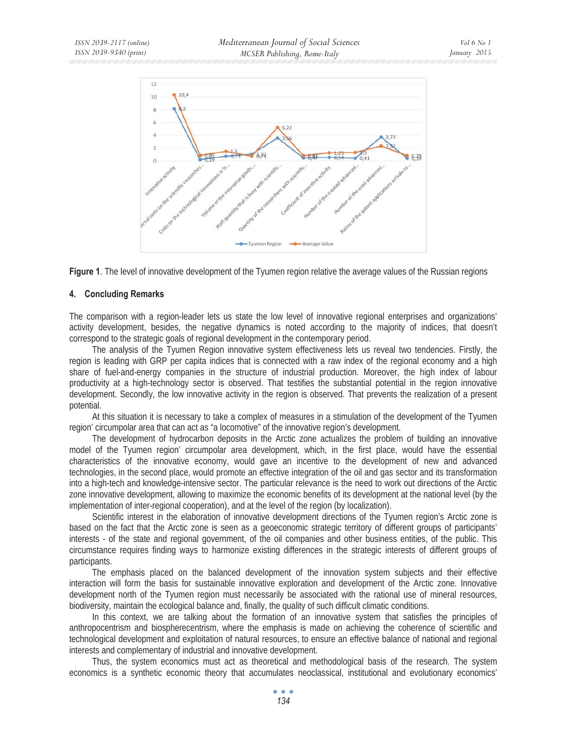12
10
8
6
4
2
0

10,4
8,2
0,85
0,19
1,5
0,73
1,02
0,71
5,22
3,56
0,81
0,47
1,25
0,54
1,3
0,41
3,73
2,32
0,79
0,39

Innovative activity
...ernal costs on the scientific researches...
Costs on the technological innovations in %...
Volume of the innovative goods,...
Staff quantity that is busy with scientific...
Quantity of the researchers with scientific...
Coefficient of inventive activity
Number of the created advanced...
Number of the used advanced...
Ratios of the patent applications arrivals to...

Tyumen Region
Average Value

**Figure 1**. The level of innovative development of the Tyumen region relative the average values of the Russian regions

## 4. Concluding Remarks

The comparison with a region-leader lets us state the low level of innovative regional enterprises and organizations' activity development, besides, the negative dynamics is noted according to the majority of indices, that doesn't correspond to the strategic goals of regional development in the contemporary period.

The analysis of the Tyumen Region innovative system effectiveness lets us reveal two tendencies. Firstly, the region is leading with GRP per capita indices that is connected with a raw index of the regional economy and a high share of fuel-and-energy companies in the structure of industrial production. Moreover, the high index of labour productivity at a high-technology sector is observed. That testifies the substantial potential in the region innovative development. Secondly, the low innovative activity in the region is observed. That prevents the realization of a present potential.

At this situation it is necessary to take a complex of measures in a stimulation of the development of the Tyumen region' circumpolar area that can act as "a locomotive" of the innovative region's development.

The development of hydrocarbon deposits in the Arctic zone actualizes the problem of building an innovative model of the Tyumen region' circumpolar area development, which, in the first place, would have the essential characteristics of the innovative economy, would gave an incentive to the development of new and advanced technologies, in the second place, would promote an effective integration of the oil and gas sector and its transformation into a high-tech and knowledge-intensive sector. The particular relevance is the need to work out directions of the Arctic zone innovative development, allowing to maximize the economic benefits of its development at the national level (by the implementation of inter-regional cooperation), and at the level of the region (by localization).

Scientific interest in the elaboration of innovative development directions of the Tyumen region's Arctic zone is based on the fact that the Arctic zone is seen as a geoeconomic strategic territory of different groups of participants' interests - of the state and regional government, of the oil companies and other business entities, of the public. This circumstance requires finding ways to harmonize existing differences in the strategic interests of different groups of participants.

The emphasis placed on the balanced development of the innovation system subjects and their effective interaction will form the basis for sustainable innovative exploration and development of the Arctic zone. Innovative development north of the Tyumen region must necessarily be associated with the rational use of mineral resources, biodiversity, maintain the ecological balance and, finally, the quality of such difficult climatic conditions.

In this context, we are talking about the formation of an innovative system that satisfies the principles of anthropocentrism and biospherecentrism, where the emphasis is made on achieving the coherence of scientific and technological development and exploitation of natural resources, to ensure an effective balance of national and regional interests and complementary of industrial and innovative development.

Thus, the system economics must act as theoretical and methodological basis of the research. The system economics is a synthetic economic theory that accumulates neoclassical, institutional and evolutionary economics'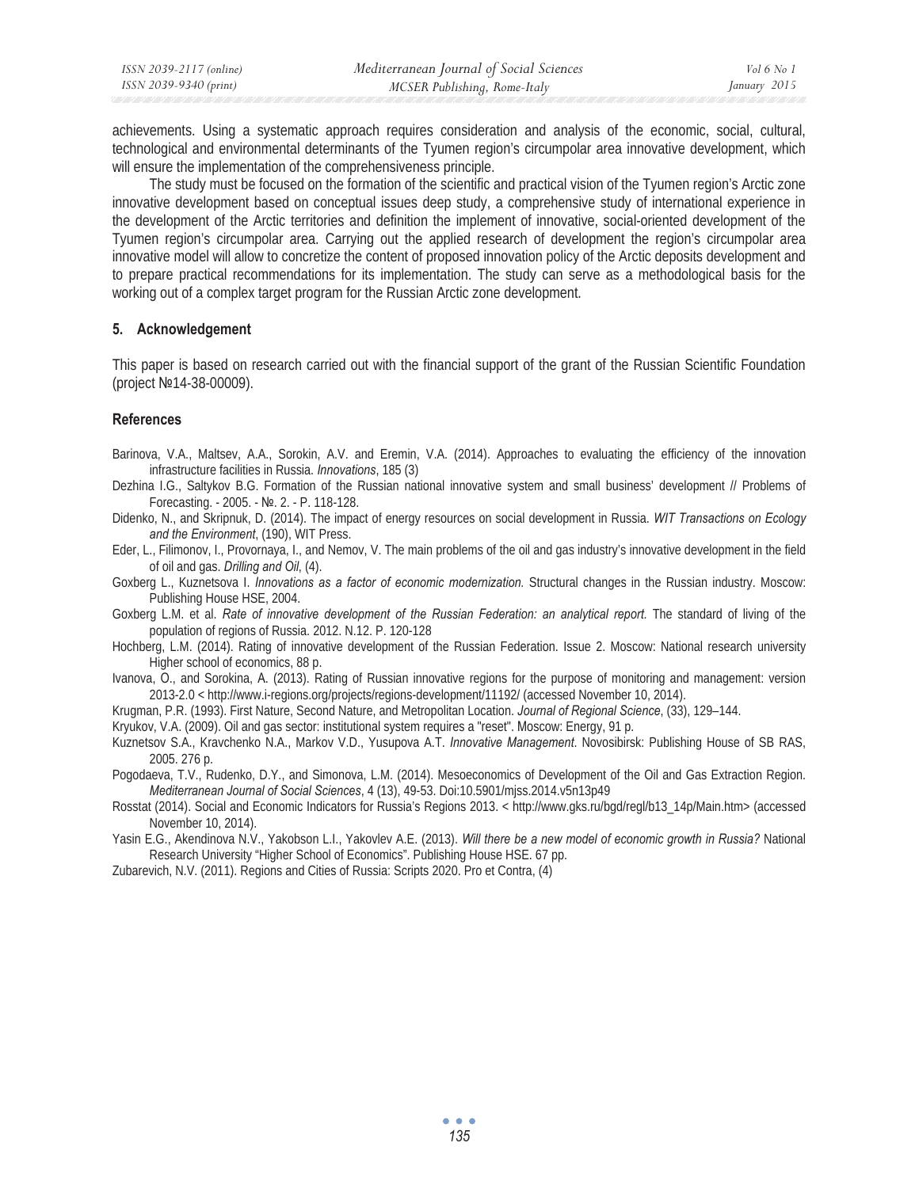achievements. Using a systematic approach requires consideration and analysis of the economic, social, cultural, technological and environmental determinants of the Tyumen region's circumpolar area innovative development, which will ensure the implementation of the comprehensiveness principle.

The study must be focused on the formation of the scientific and practical vision of the Tyumen region's Arctic zone innovative development based on conceptual issues deep study, a comprehensive study of international experience in the development of the Arctic territories and definition the implement of innovative, social-oriented development of the Tyumen region's circumpolar area. Carrying out the applied research of development the region's circumpolar area innovative model will allow to concretize the content of proposed innovation policy of the Arctic deposits development and to prepare practical recommendations for its implementation. The study can serve as a methodological basis for the working out of a complex target program for the Russian Arctic zone development.

## 5. Acknowledgement

This paper is based on research carried out with the financial support of the grant of the Russian Scientific Foundation (project №14-38-00009).

## References

Barinova, V.A., Maltsev, A.A., Sorokin, A.V. and Eremin, V.A. (2014). Approaches to evaluating the efficiency of the innovation infrastructure facilities in Russia. *Innovations*, 185 (3)

Dezhina I.G., Saltykov B.G. Formation of the Russian national innovative system and small business' development // Problems of Forecasting. - 2005. - №. 2. - P. 118-128.

Didenko, N., and Skripnuk, D. (2014). The impact of energy resources on social development in Russia. *WIT Transactions on Ecology and the Environment*, (190), WIT Press.

Eder, L., Filimonov, I., Provornaya, I., and Nemov, V. The main problems of the oil and gas industry's innovative development in the field of oil and gas. *Drilling and Oil*, (4).

Goxberg L., Kuznetsova I. *Innovations as a factor of economic modernization.* Structural changes in the Russian industry. Moscow: Publishing House HSE, 2004.

Goxberg L.M. et al. *Rate of innovative development of the Russian Federation: an analytical report.* The standard of living of the population of regions of Russia. 2012. N.12. P. 120-128

Hochberg, L.M. (2014). Rating of innovative development of the Russian Federation. Issue 2. Moscow: National research university Higher school of economics, 88 p.

Ivanova, O., and Sorokina, A. (2013). Rating of Russian innovative regions for the purpose of monitoring and management: version 2013-2.0 < http://www.i-regions.org/projects/regions-development/11192/ (accessed November 10, 2014).

Krugman, P.R. (1993). First Nature, Second Nature, and Metropolitan Location. *Journal of Regional Science*, (33), 129–144.

Kryukov, V.A. (2009). Oil and gas sector: institutional system requires a "reset". Moscow: Energy, 91 p.

Kuznetsov S.A., Kravchenko N.A., Markov V.D., Yusupova A.T. *Innovative Management*. Novosibirsk: Publishing House of SB RAS, 2005. 276 p.

Pogodaeva, T.V., Rudenko, D.Y., and Simonova, L.M. (2014). Mesoeconomics of Development of the Oil and Gas Extraction Region. *Mediterranean Journal of Social Sciences*, 4 (13), 49-53. Doi:10.5901/mjss.2014.v5n13p49

Rosstat (2014). Social and Economic Indicators for Russia's Regions 2013. < http://www.gks.ru/bgd/regl/b13_14p/Main.htm> (accessed November 10, 2014).

Yasin E.G., Akendinova N.V., Yakobson L.I., Yakovlev A.E. (2013). *Will there be a new model of economic growth in Russia?* National Research University "Higher School of Economics". Publishing House HSE. 67 pp.

Zubarevich, N.V. (2011). Regions and Cities of Russia: Scripts 2020. Pro et Contra, (4)